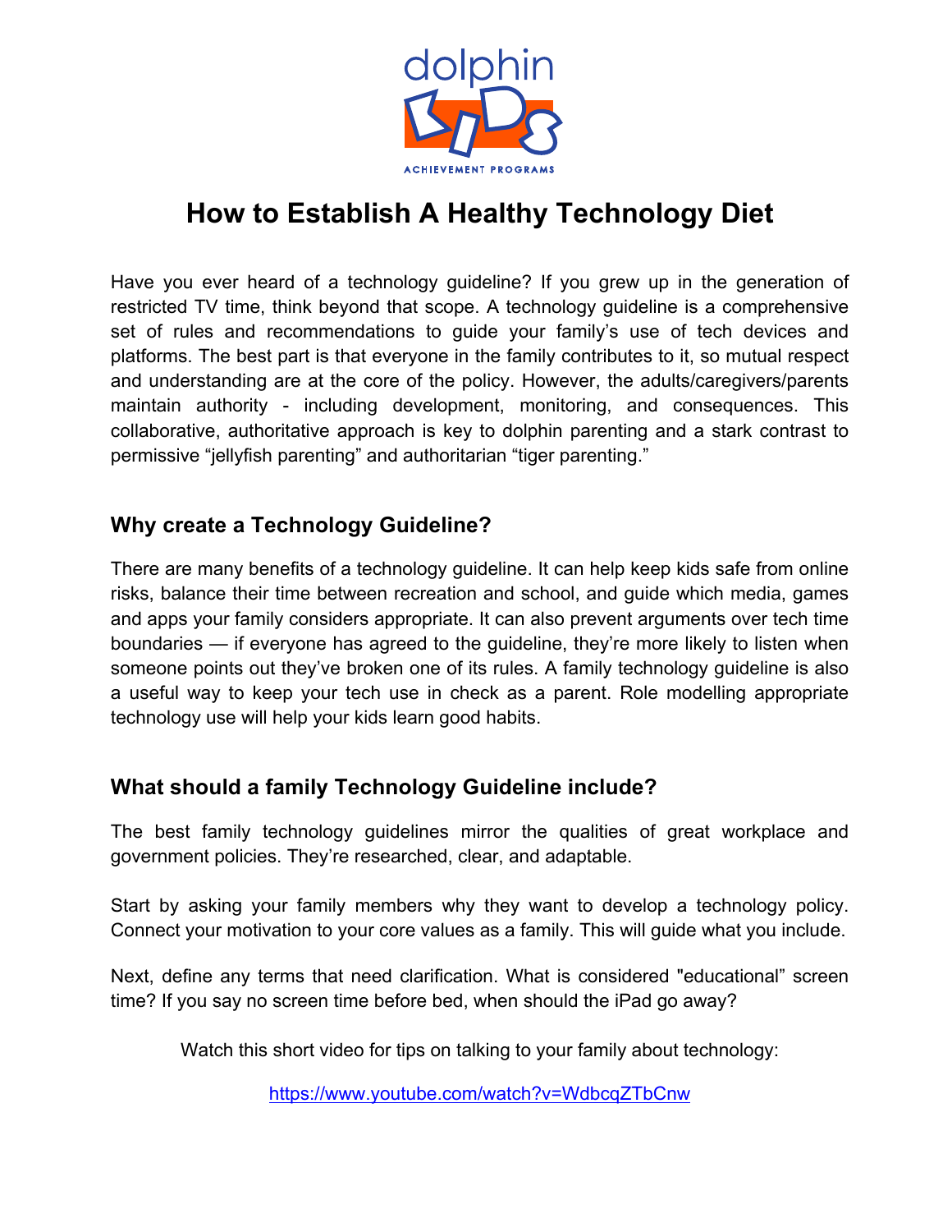dolphin KIDS ACHIEVEMENT PROGRAMS

# How to Establish A Healthy Technology Diet

Have you ever heard of a technology guideline? If you grew up in the generation of restricted TV time, think beyond that scope. A technology guideline is a comprehensive set of rules and recommendations to guide your family's use of tech devices and platforms. The best part is that everyone in the family contributes to it, so mutual respect and understanding are at the core of the policy. However, the adults/caregivers/parents maintain authority - including development, monitoring, and consequences. This collaborative, authoritative approach is key to dolphin parenting and a stark contrast to permissive "jellyfish parenting" and authoritarian "tiger parenting."

## Why create a Technology Guideline?

There are many benefits of a technology guideline. It can help keep kids safe from online risks, balance their time between recreation and school, and guide which media, games and apps your family considers appropriate. It can also prevent arguments over tech time boundaries — if everyone has agreed to the guideline, they're more likely to listen when someone points out they've broken one of its rules. A family technology guideline is also a useful way to keep your tech use in check as a parent. Role modelling appropriate technology use will help your kids learn good habits.

## What should a family Technology Guideline include?

The best family technology guidelines mirror the qualities of great workplace and government policies. They're researched, clear, and adaptable.

Start by asking your family members why they want to develop a technology policy. Connect your motivation to your core values as a family. This will guide what you include.

Next, define any terms that need clarification. What is considered "educational" screen time? If you say no screen time before bed, when should the iPad go away?

Watch this short video for tips on talking to your family about technology:

https://www.youtube.com/watch?v=WdbcqZTbCnw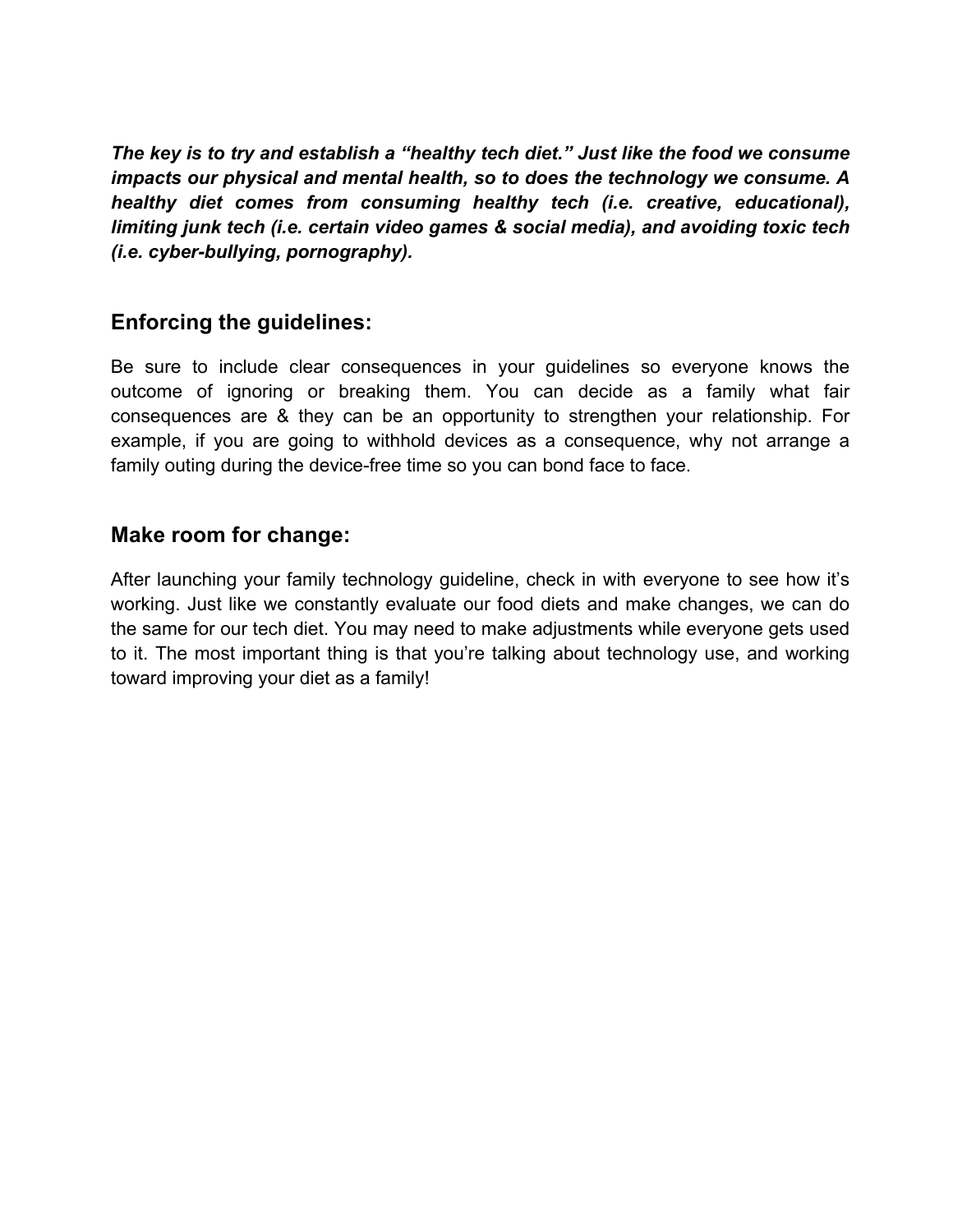***The key is to try and establish a "healthy tech diet." Just like the food we consume impacts our physical and mental health, so to does the technology we consume. A healthy diet comes from consuming healthy tech (i.e. creative, educational), limiting junk tech (i.e. certain video games & social media), and avoiding toxic tech (i.e. cyber-bullying, pornography).***

## Enforcing the guidelines:

Be sure to include clear consequences in your guidelines so everyone knows the outcome of ignoring or breaking them. You can decide as a family what fair consequences are & they can be an opportunity to strengthen your relationship. For example, if you are going to withhold devices as a consequence, why not arrange a family outing during the device-free time so you can bond face to face.

## Make room for change:

After launching your family technology guideline, check in with everyone to see how it's working. Just like we constantly evaluate our food diets and make changes, we can do the same for our tech diet. You may need to make adjustments while everyone gets used to it. The most important thing is that you're talking about technology use, and working toward improving your diet as a family!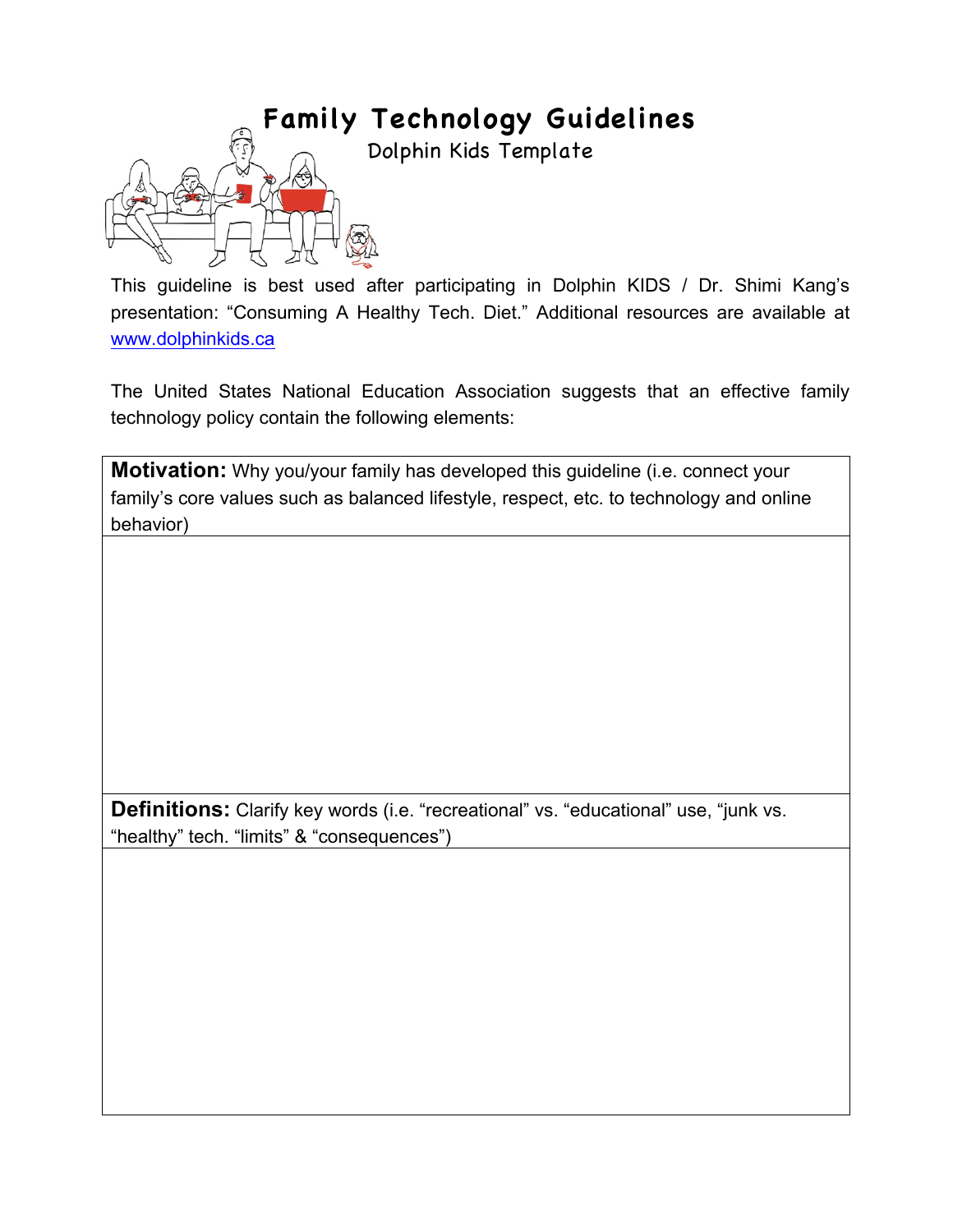# Family Technology Guidelines

## Dolphin Kids Template

This guideline is best used after participating in Dolphin KIDS / Dr. Shimi Kang's presentation: "Consuming A Healthy Tech. Diet." Additional resources are available at www.dolphinkids.ca

The United States National Education Association suggests that an effective family technology policy contain the following elements:

| **Motivation:** Why you/your family has developed this guideline (i.e. connect your family's core values such as balanced lifestyle, respect, etc. to technology and online behavior) |
|---|
| |

| **Definitions:** Clarify key words (i.e. "recreational" vs. "educational" use, "junk vs. "healthy" tech. "limits" & "consequences") |
|---|
| |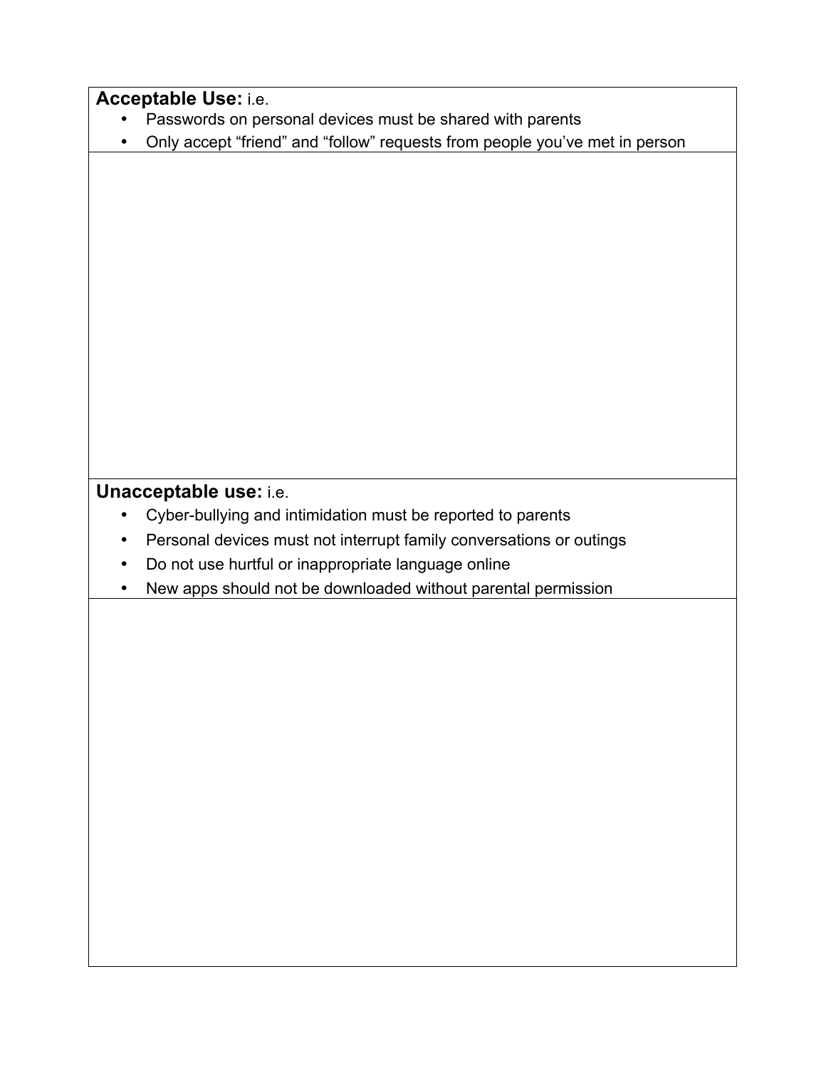**Acceptable Use:** i.e.

- Passwords on personal devices must be shared with parents
- Only accept “friend” and “follow” requests from people you’ve met in person

**Unacceptable use:** i.e.

- Cyber-bullying and intimidation must be reported to parents
- Personal devices must not interrupt family conversations or outings
- Do not use hurtful or inappropriate language online
- New apps should not be downloaded without parental permission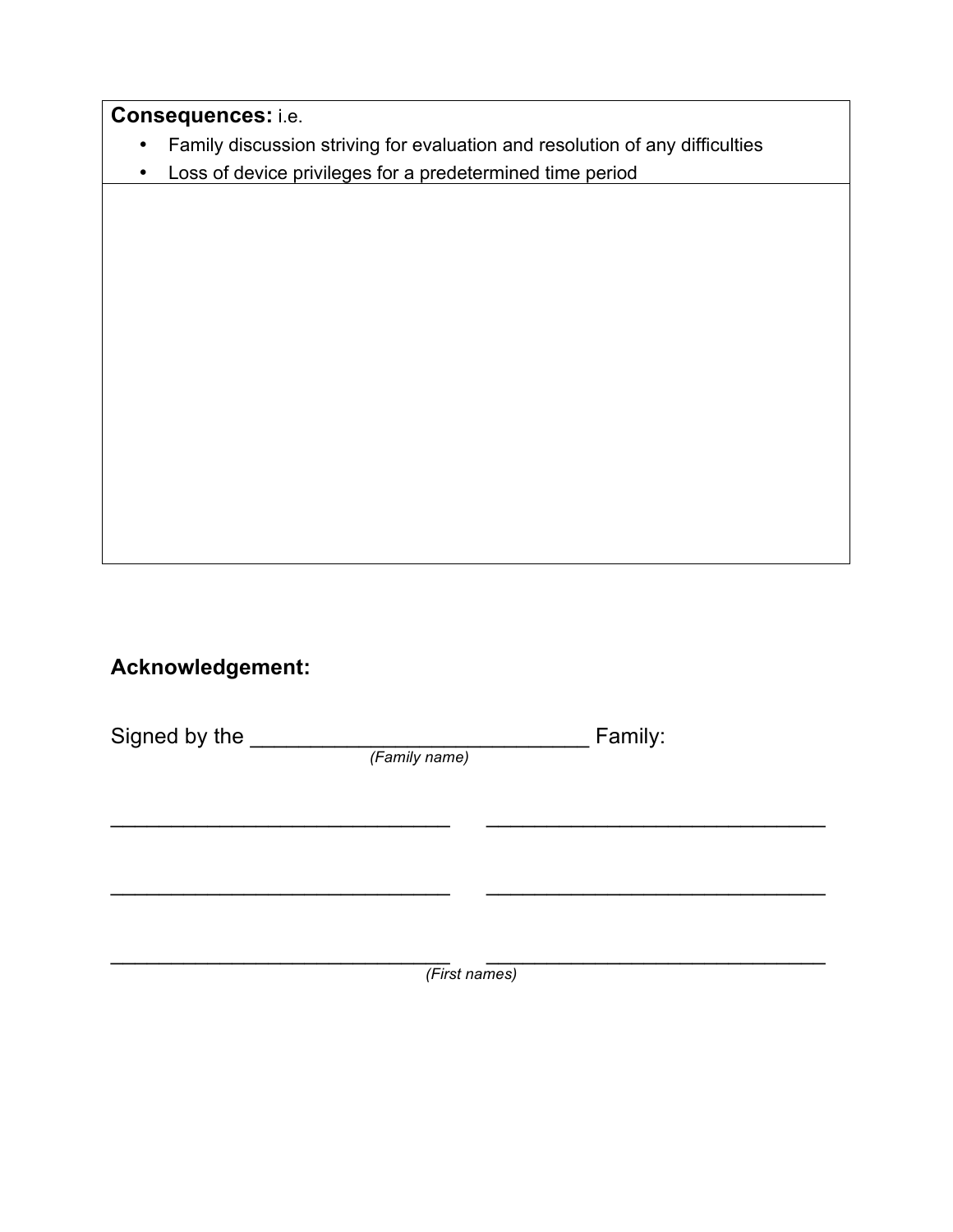| **Consequences:** i.e.<br>• Family discussion striving for evaluation and resolution of any difficulties<br>• Loss of device privileges for a predetermined time period |
| --- |
| |

**Acknowledgement:**

Signed by the ____________________________ Family:
*(Family name)*

______________________________ ______________________________

______________________________ ______________________________

______________________________ ______________________________
*(First names)*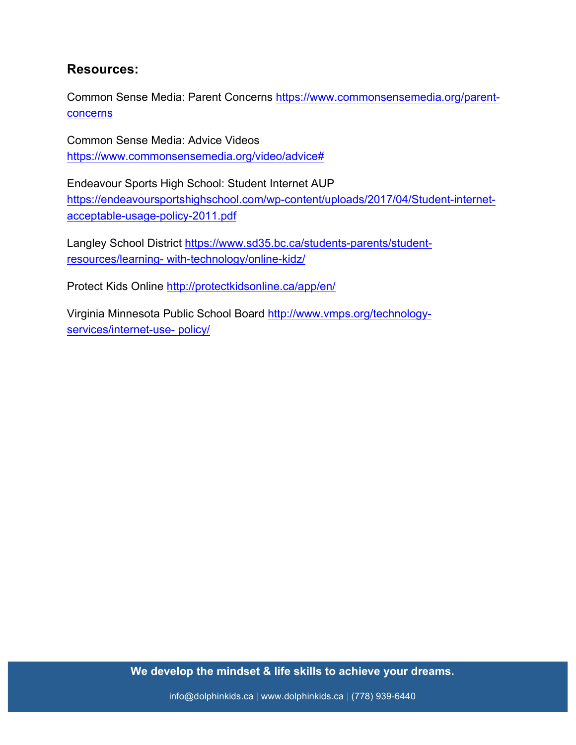### Resources:

Common Sense Media: Parent Concerns https://www.commonsensemedia.org/parent-concerns

Common Sense Media: Advice Videos https://www.commonsensemedia.org/video/advice#

Endeavour Sports High School: Student Internet AUP https://endeavoursportshighschool.com/wp-content/uploads/2017/04/Student-internet-acceptable-usage-policy-2011.pdf

Langley School District https://www.sd35.bc.ca/students-parents/student-resources/learning- with-technology/online-kidz/

Protect Kids Online http://protectkidsonline.ca/app/en/

Virginia Minnesota Public School Board http://www.vmps.org/technology-services/internet-use- policy/

**We develop the mindset & life skills to achieve your dreams.**

info@dolphinkids.ca | www.dolphinkids.ca | (778) 939-6440